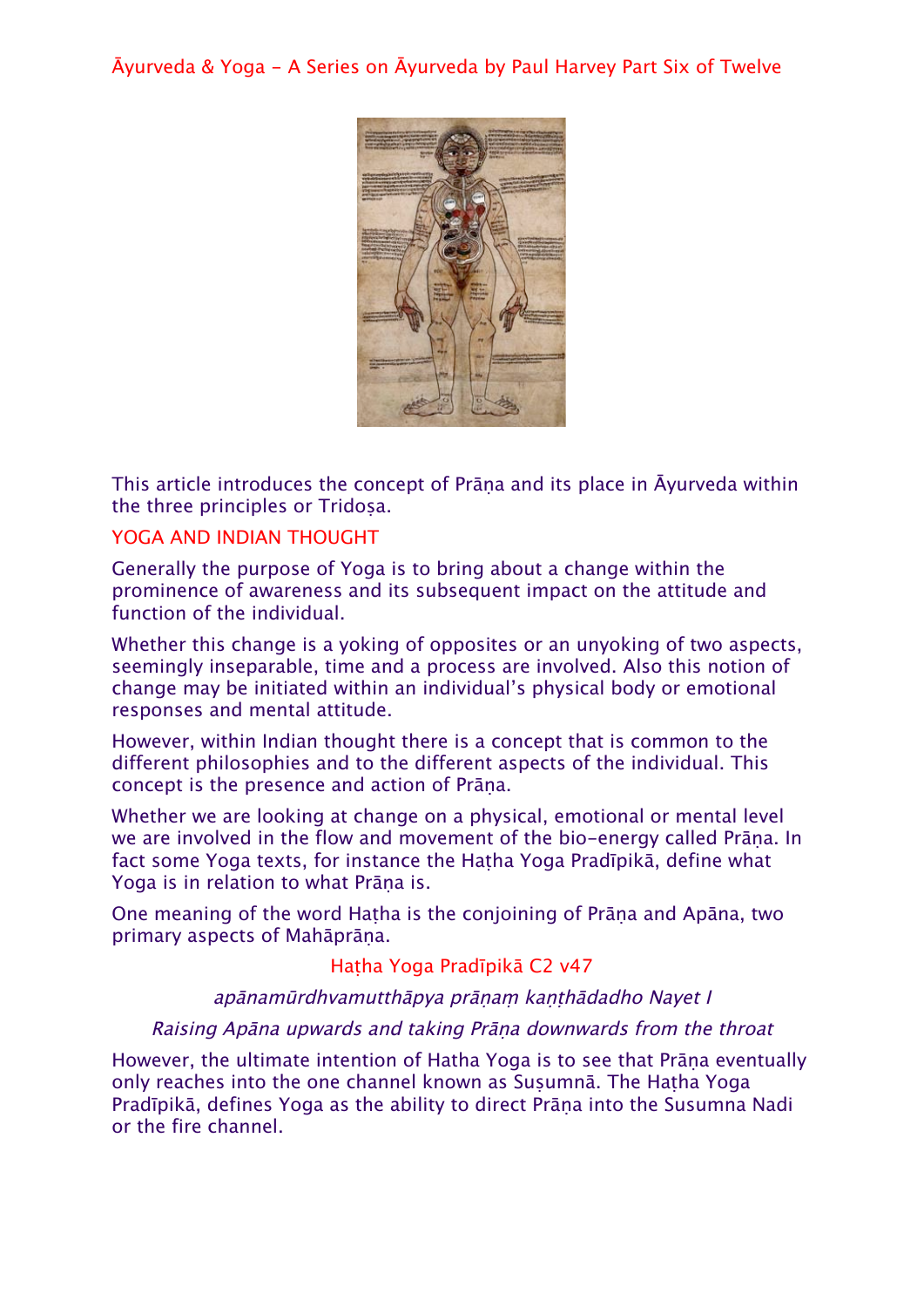# Āyurveda & Yoga - A Series on Āyurveda by Paul Harvey Part Six of Twelve

This article introduces the concept of Prāṇa and its place in Āyurveda within the three principles or Tridoṣa.

## YOGA AND INDIAN THOUGHT

Generally the purpose of Yoga is to bring about a change within the prominence of awareness and its subsequent impact on the attitude and function of the individual.

Whether this change is a yoking of opposites or an unyoking of two aspects, seemingly inseparable, time and a process are involved. Also this notion of change may be initiated within an individual's physical body or emotional responses and mental attitude.

However, within Indian thought there is a concept that is common to the different philosophies and to the different aspects of the individual. This concept is the presence and action of Prāṇa.

Whether we are looking at change on a physical, emotional or mental level we are involved in the flow and movement of the bio-energy called Prāṇa. In fact some Yoga texts, for instance the Haṭha Yoga Pradīpikā, define what Yoga is in relation to what Prāṇa is.

One meaning of the word Haṭha is the conjoining of Prāṇa and Apāna, two primary aspects of Mahāprāṇa.

Haṭha Yoga Pradīpikā C2 v47

*apānamūrdhvamutthāpya prāṇaṃ kaṇṭhādadho Nayet I*

*Raising Apāna upwards and taking Prāṇa downwards from the throat*

However, the ultimate intention of Hatha Yoga is to see that Prāṇa eventually only reaches into the one channel known as Suṣumnā. The Haṭha Yoga Pradīpikā, defines Yoga as the ability to direct Prāṇa into the Susumna Nadi or the fire channel.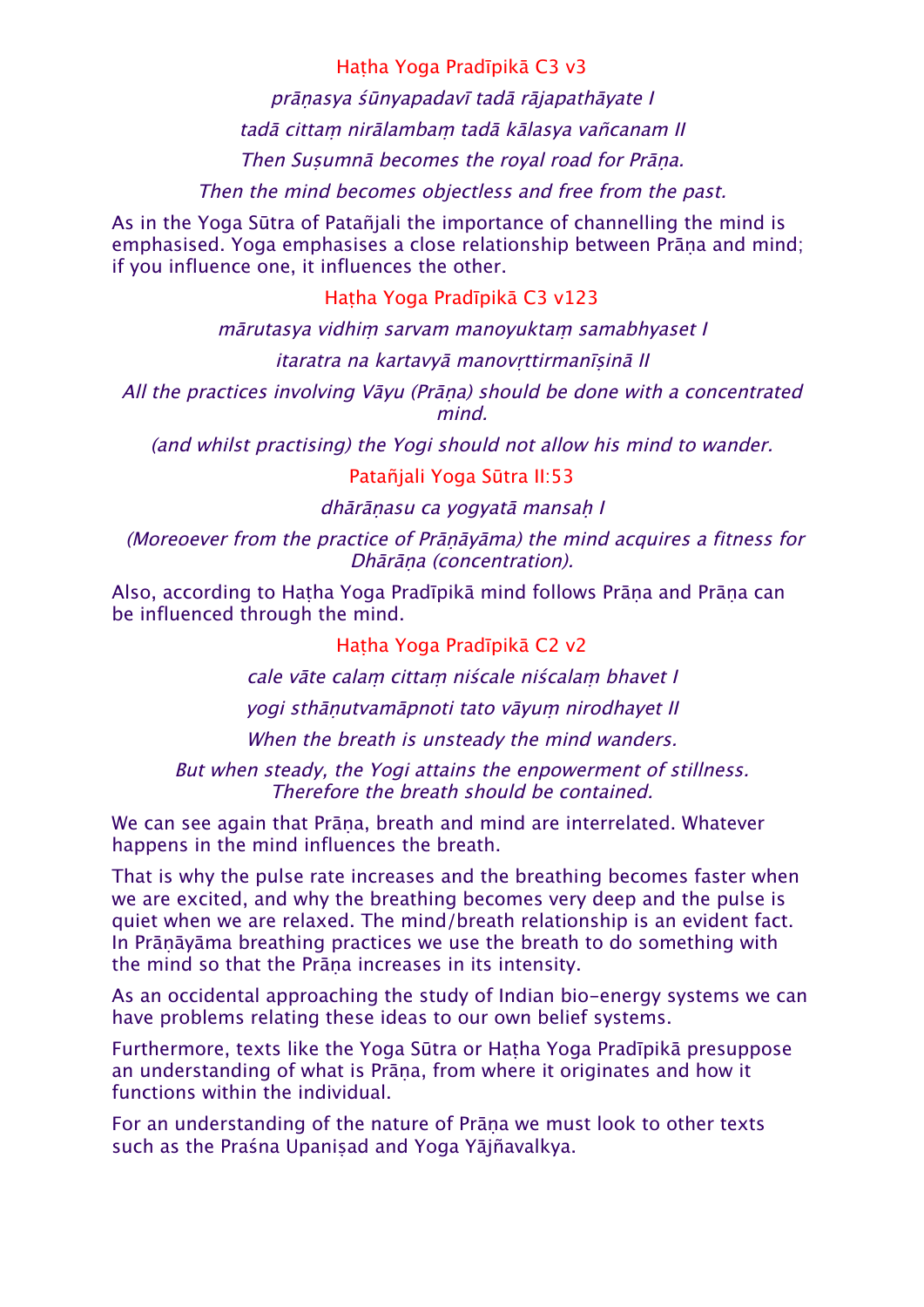Haṭha Yoga Pradīpikā C3 v3

*prāṇasya śūnyapadavī tadā rājapathāyate I*

*tadā cittaṃ nirālambaṃ tadā kālasya vañcanam II*

*Then Suṣumnā becomes the royal road for Prāṇa.*

*Then the mind becomes objectless and free from the past.*

As in the Yoga Sūtra of Patañjali the importance of channelling the mind is emphasised. Yoga emphasises a close relationship between Prāṇa and mind; if you influence one, it influences the other.

Haṭha Yoga Pradīpikā C3 v123

*mārutasya vidhiṃ sarvam manoyuktaṃ samabhyaset I*

*itaratra na kartavyā manovṛttirmanīṣinā II*

*All the practices involving Vāyu (Prāṇa) should be done with a concentrated mind.*

*(and whilst practising) the Yogi should not allow his mind to wander.*

Patañjali Yoga Sūtra II:53

*dhārāṇasu ca yogyatā mansaḥ I*

*(Moreoever from the practice of Prāṇāyāma) the mind acquires a fitness for Dhārāṇa (concentration).*

Also, according to Haṭha Yoga Pradīpikā mind follows Prāṇa and Prāṇa can be influenced through the mind.

Haṭha Yoga Pradīpikā C2 v2

*cale vāte calaṃ cittaṃ niścale niścalaṃ bhavet I*

*yogi sthāṇutvamāpnoti tato vāyuṃ nirodhayet II*

*When the breath is unsteady the mind wanders.*

*But when steady, the Yogi attains the enpowerment of stillness. Therefore the breath should be contained.*

We can see again that Prāṇa, breath and mind are interrelated. Whatever happens in the mind influences the breath.

That is why the pulse rate increases and the breathing becomes faster when we are excited, and why the breathing becomes very deep and the pulse is quiet when we are relaxed. The mind/breath relationship is an evident fact. In Prāṇāyāma breathing practices we use the breath to do something with the mind so that the Prāṇa increases in its intensity.

As an occidental approaching the study of Indian bio-energy systems we can have problems relating these ideas to our own belief systems.

Furthermore, texts like the Yoga Sūtra or Haṭha Yoga Pradīpikā presuppose an understanding of what is Prāṇa, from where it originates and how it functions within the individual.

For an understanding of the nature of Prāṇa we must look to other texts such as the Praśna Upaniṣad and Yoga Yājñavalkya.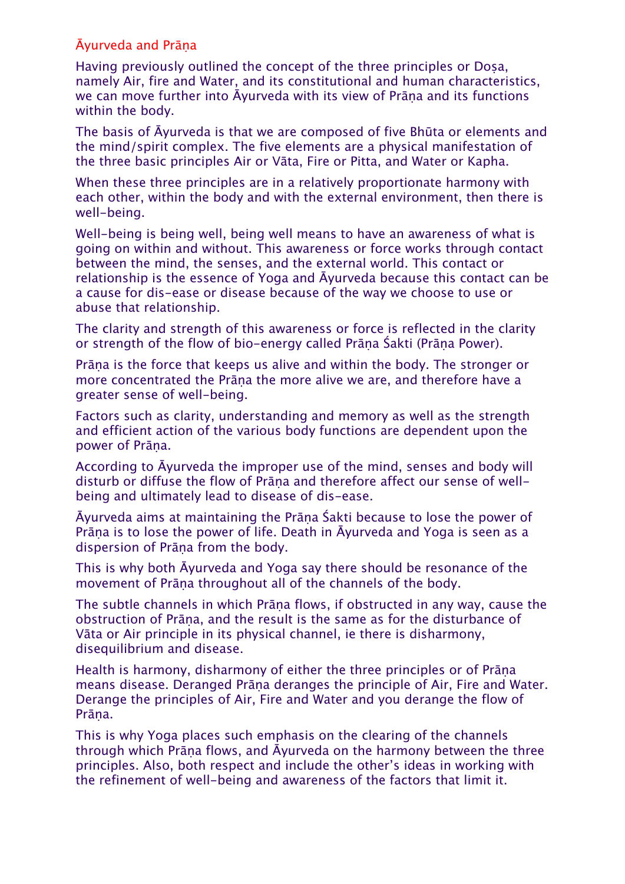## Āyurveda and Prāṇa

Having previously outlined the concept of the three principles or Doṣa, namely Air, fire and Water, and its constitutional and human characteristics, we can move further into Āyurveda with its view of Prāṇa and its functions within the body.

The basis of Āyurveda is that we are composed of five Bhūta or elements and the mind/spirit complex. The five elements are a physical manifestation of the three basic principles Air or Vāta, Fire or Pitta, and Water or Kapha.

When these three principles are in a relatively proportionate harmony with each other, within the body and with the external environment, then there is well-being.

Well-being is being well, being well means to have an awareness of what is going on within and without. This awareness or force works through contact between the mind, the senses, and the external world. This contact or relationship is the essence of Yoga and Āyurveda because this contact can be a cause for dis-ease or disease because of the way we choose to use or abuse that relationship.

The clarity and strength of this awareness or force is reflected in the clarity or strength of the flow of bio-energy called Prāṇa Śakti (Prāṇa Power).

Prāṇa is the force that keeps us alive and within the body. The stronger or more concentrated the Prāṇa the more alive we are, and therefore have a greater sense of well-being.

Factors such as clarity, understanding and memory as well as the strength and efficient action of the various body functions are dependent upon the power of Prāṇa.

According to Āyurveda the improper use of the mind, senses and body will disturb or diffuse the flow of Prāṇa and therefore affect our sense of well-being and ultimately lead to disease of dis-ease.

Āyurveda aims at maintaining the Prāṇa Śakti because to lose the power of Prāṇa is to lose the power of life. Death in Āyurveda and Yoga is seen as a dispersion of Prāṇa from the body.

This is why both Āyurveda and Yoga say there should be resonance of the movement of Prāṇa throughout all of the channels of the body.

The subtle channels in which Prāṇa flows, if obstructed in any way, cause the obstruction of Prāṇa, and the result is the same as for the disturbance of Vāta or Air principle in its physical channel, ie there is disharmony, disequilibrium and disease.

Health is harmony, disharmony of either the three principles or of Prāṇa means disease. Deranged Prāṇa deranges the principle of Air, Fire and Water. Derange the principles of Air, Fire and Water and you derange the flow of Prāṇa.

This is why Yoga places such emphasis on the clearing of the channels through which Prāṇa flows, and Āyurveda on the harmony between the three principles. Also, both respect and include the other's ideas in working with the refinement of well-being and awareness of the factors that limit it.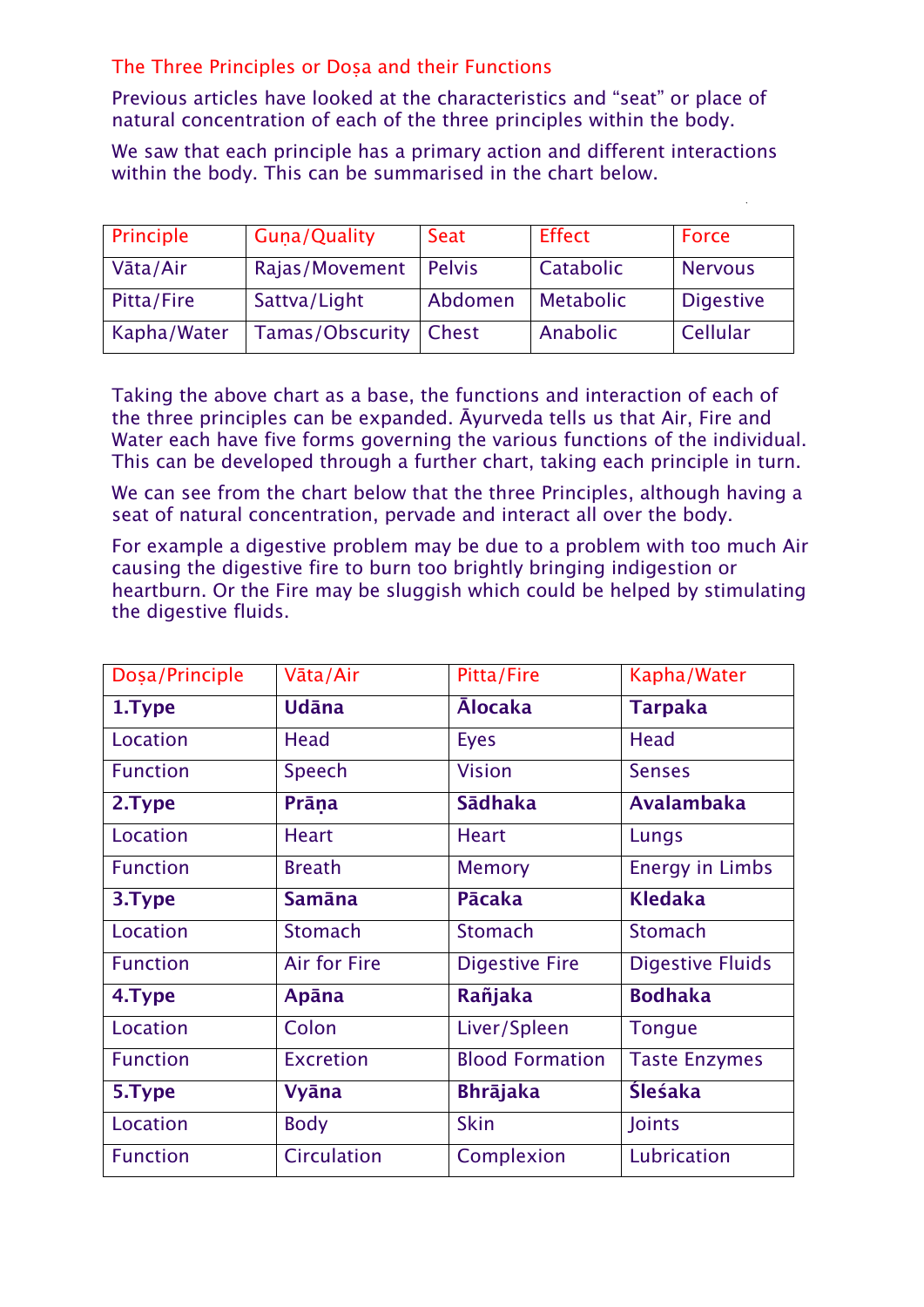## The Three Principles or Doṣa and their Functions

Previous articles have looked at the characteristics and "seat" or place of natural concentration of each of the three principles within the body.

We saw that each principle has a primary action and different interactions within the body. This can be summarised in the chart below.

| Principle | Guṇa/Quality | Seat | Effect | Force |
|---|---|---|---|---|
| Vāta/Air | Rajas/Movement | Pelvis | Catabolic | Nervous |
| Pitta/Fire | Sattva/Light | Abdomen | Metabolic | Digestive |
| Kapha/Water | Tamas/Obscurity | Chest | Anabolic | Cellular |

Taking the above chart as a base, the functions and interaction of each of the three principles can be expanded. Āyurveda tells us that Air, Fire and Water each have five forms governing the various functions of the individual. This can be developed through a further chart, taking each principle in turn.

We can see from the chart below that the three Principles, although having a seat of natural concentration, pervade and interact all over the body.

For example a digestive problem may be due to a problem with too much Air causing the digestive fire to burn too brightly bringing indigestion or heartburn. Or the Fire may be sluggish which could be helped by stimulating the digestive fluids.

| Doṣa/Principle | Vāta/Air | Pitta/Fire | Kapha/Water |
|---|---|---|---|
| **1.Type** | **Udāna** | **Ālocaka** | **Tarpaka** |
| Location | Head | Eyes | Head |
| Function | Speech | Vision | Senses |
| **2.Type** | **Prāṇa** | **Sādhaka** | **Avalambaka** |
| Location | Heart | Heart | Lungs |
| Function | Breath | Memory | Energy in Limbs |
| **3.Type** | **Samāna** | **Pācaka** | **Kledaka** |
| Location | Stomach | Stomach | Stomach |
| Function | Air for Fire | Digestive Fire | Digestive Fluids |
| **4.Type** | **Apāna** | **Rañjaka** | **Bodhaka** |
| Location | Colon | Liver/Spleen | Tongue |
| Function | Excretion | Blood Formation | Taste Enzymes |
| **5.Type** | **Vyāna** | **Bhrājaka** | **Śleśaka** |
| Location | Body | Skin | Joints |
| Function | Circulation | Complexion | Lubrication |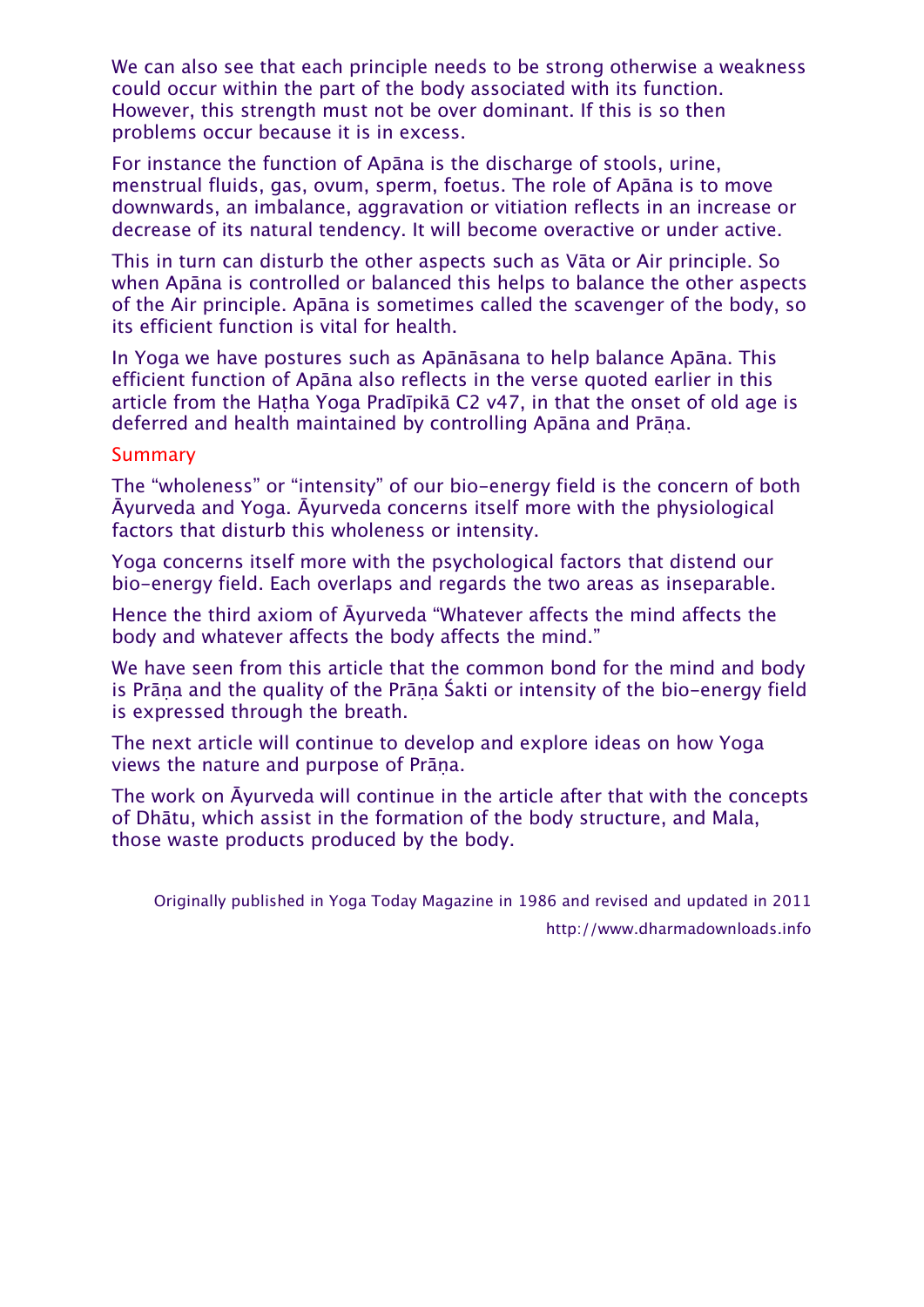We can also see that each principle needs to be strong otherwise a weakness could occur within the part of the body associated with its function. However, this strength must not be over dominant. If this is so then problems occur because it is in excess.

For instance the function of Apāna is the discharge of stools, urine, menstrual fluids, gas, ovum, sperm, foetus. The role of Apāna is to move downwards, an imbalance, aggravation or vitiation reflects in an increase or decrease of its natural tendency. It will become overactive or under active.

This in turn can disturb the other aspects such as Vāta or Air principle. So when Apāna is controlled or balanced this helps to balance the other aspects of the Air principle. Apāna is sometimes called the scavenger of the body, so its efficient function is vital for health.

In Yoga we have postures such as Apānāsana to help balance Apāna. This efficient function of Apāna also reflects in the verse quoted earlier in this article from the Haṭha Yoga Pradīpikā C2 v47, in that the onset of old age is deferred and health maintained by controlling Apāna and Prāṇa.

## Summary

The "wholeness" or "intensity" of our bio-energy field is the concern of both Āyurveda and Yoga. Āyurveda concerns itself more with the physiological factors that disturb this wholeness or intensity.

Yoga concerns itself more with the psychological factors that distend our bio-energy field. Each overlaps and regards the two areas as inseparable.

Hence the third axiom of Āyurveda "Whatever affects the mind affects the body and whatever affects the body affects the mind."

We have seen from this article that the common bond for the mind and body is Prāṇa and the quality of the Prāṇa Śakti or intensity of the bio-energy field is expressed through the breath.

The next article will continue to develop and explore ideas on how Yoga views the nature and purpose of Prāṇa.

The work on Āyurveda will continue in the article after that with the concepts of Dhātu, which assist in the formation of the body structure, and Mala, those waste products produced by the body.

Originally published in Yoga Today Magazine in 1986 and revised and updated in 2011

http://www.dharmadownloads.info